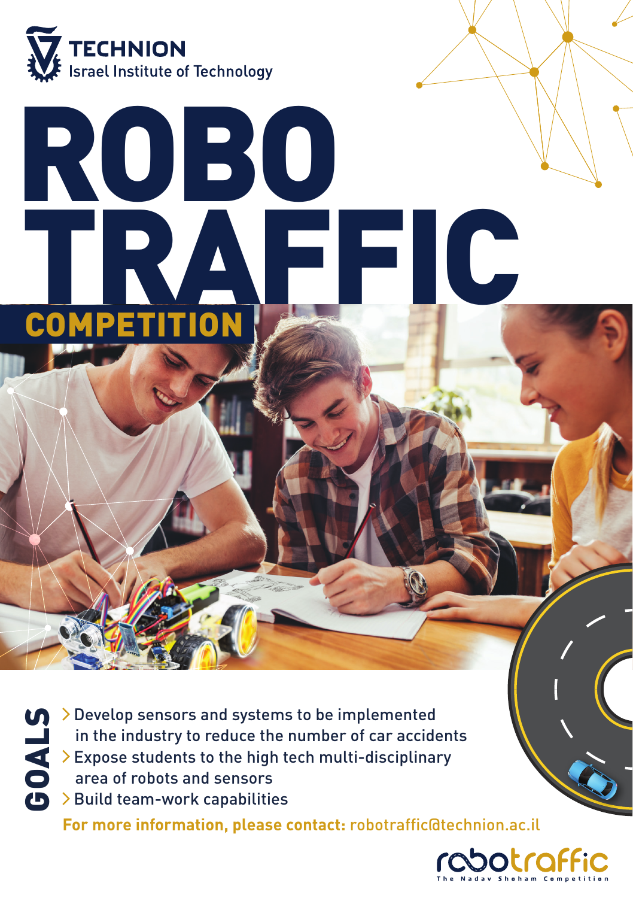**TECHNION**
Israel Institute of Technology

# ROBO TRAFFIC

## COMPETITION

## GOALS

- Develop sensors and systems to be implemented in the industry to reduce the number of car accidents
- Expose students to the high tech multi-disciplinary area of robots and sensors
- Build team-work capabilities

**For more information, please contact:** robotraffic@technion.ac.il

robotraffic
The Nadav Shoham Competition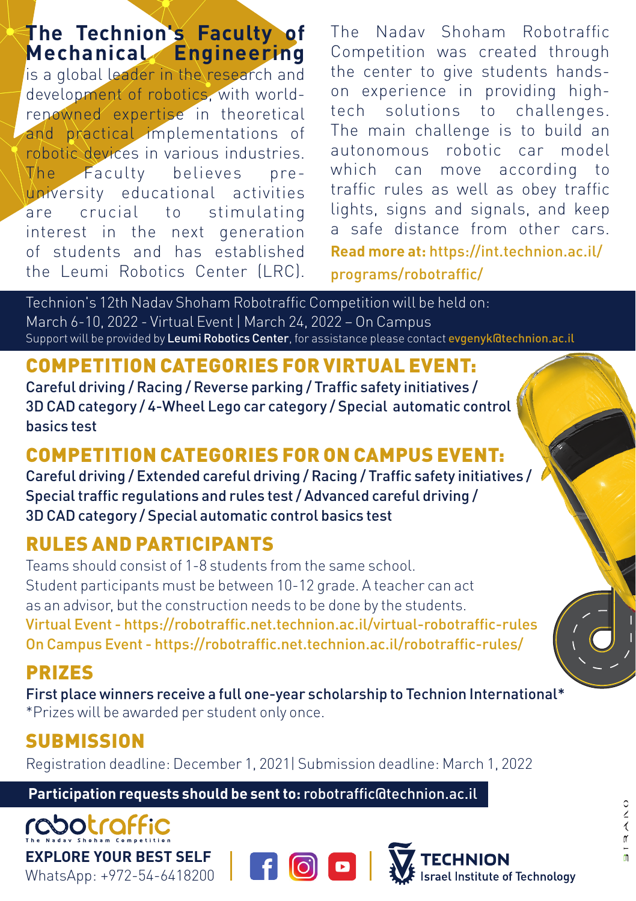**The Technion's Faculty of Mechanical Engineering** is a global leader in the research and development of robotics, with world-renowned expertise in theoretical and practical implementations of robotic devices in various industries. The Faculty believes pre-university educational activities are crucial to stimulating interest in the next generation of students and has established the Leumi Robotics Center (LRC).

The Nadav Shoham Robotraffic Competition was created through the center to give students hands-on experience in providing high-tech solutions to challenges. The main challenge is to build an autonomous robotic car model which can move according to traffic rules as well as obey traffic lights, signs and signals, and keep a safe distance from other cars. **Read more at:** https://int.technion.ac.il/programs/robotraffic/

Technion's 12th Nadav Shoham Robotraffic Competition will be held on:
March 6-10, 2022 - Virtual Event | March 24, 2022 – On Campus
Support will be provided by **Leumi Robotics Center**, for assistance please contact evgenyk@technion.ac.il

## COMPETITION CATEGORIES FOR VIRTUAL EVENT:

Careful driving / Racing / Reverse parking / Traffic safety initiatives / 3D CAD category / 4-Wheel Lego car category / Special automatic control basics test

## COMPETITION CATEGORIES FOR ON CAMPUS EVENT:

Careful driving / Extended careful driving / Racing / Traffic safety initiatives / Special traffic regulations and rules test / Advanced careful driving / 3D CAD category / Special automatic control basics test

## RULES AND PARTICIPANTS

Teams should consist of 1-8 students from the same school.
Student participants must be between 10-12 grade. A teacher can act as an advisor, but the construction needs to be done by the students.
Virtual Event - https://robotraffic.net.technion.ac.il/virtual-robotraffic-rules
On Campus Event - https://robotraffic.net.technion.ac.il/robotraffic-rules/

## PRIZES

First place winners receive a full one-year scholarship to Technion International*
*Prizes will be awarded per student only once.

## SUBMISSION

Registration deadline: December 1, 2021| Submission deadline: March 1, 2022

**Participation requests should be sent to:** robotraffic@technion.ac.il

robotraffic
The Nadav Shoham Competition

**EXPLORE YOUR BEST SELF**
WhatsApp: +972-54-6418200

**TECHNION**
Israel Institute of Technology